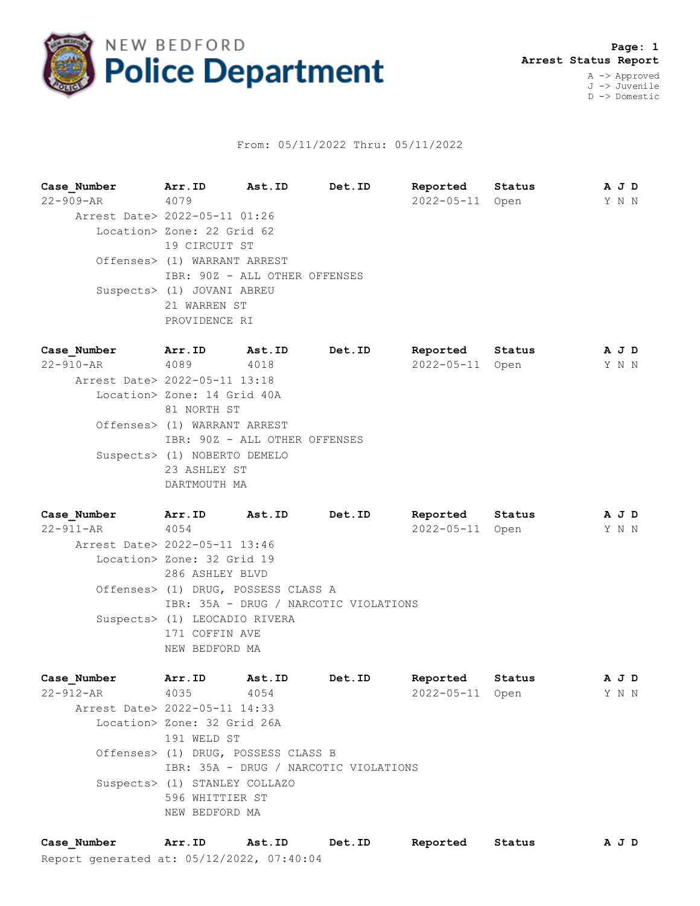# NEW BEDFORD Police Department

**Arrest Status Report**

A -> Approved
J -> Juvenile
D -> Domestic

From: 05/11/2022 Thru: 05/11/2022

| Case_Number | Arr.ID | Ast.ID | Det.ID | Reported | Status | A | J | D |
|---|---|---|---|---|---|---|---|---|
| 22-909-AR | 4079 | | | 2022-05-11 | Open | Y | N | N |

Arrest Date> 2022-05-11 01:26
Location> Zone: 22 Grid 62
19 CIRCUIT ST
Offenses> (1) WARRANT ARREST
IBR: 90Z - ALL OTHER OFFENSES
Suspects> (1) JOVANI ABREU
21 WARREN ST
PROVIDENCE RI

| Case_Number | Arr.ID | Ast.ID | Det.ID | Reported | Status | A | J | D |
|---|---|---|---|---|---|---|---|---|
| 22-910-AR | 4089 | 4018 | | 2022-05-11 | Open | Y | N | N |

Arrest Date> 2022-05-11 13:18
Location> Zone: 14 Grid 40A
81 NORTH ST
Offenses> (1) WARRANT ARREST
IBR: 90Z - ALL OTHER OFFENSES
Suspects> (1) NOBERTO DEMELO
23 ASHLEY ST
DARTMOUTH MA

| Case_Number | Arr.ID | Ast.ID | Det.ID | Reported | Status | A | J | D |
|---|---|---|---|---|---|---|---|---|
| 22-911-AR | 4054 | | | 2022-05-11 | Open | Y | N | N |

Arrest Date> 2022-05-11 13:46
Location> Zone: 32 Grid 19
286 ASHLEY BLVD
Offenses> (1) DRUG, POSSESS CLASS A
IBR: 35A - DRUG / NARCOTIC VIOLATIONS
Suspects> (1) LEOCADIO RIVERA
171 COFFIN AVE
NEW BEDFORD MA

| Case_Number | Arr.ID | Ast.ID | Det.ID | Reported | Status | A | J | D |
|---|---|---|---|---|---|---|---|---|
| 22-912-AR | 4035 | 4054 | | 2022-05-11 | Open | Y | N | N |

Arrest Date> 2022-05-11 14:33
Location> Zone: 32 Grid 26A
191 WELD ST
Offenses> (1) DRUG, POSSESS CLASS B
IBR: 35A - DRUG / NARCOTIC VIOLATIONS
Suspects> (1) STANLEY COLLAZO
596 WHITTIER ST
NEW BEDFORD MA

| Case_Number | Arr.ID | Ast.ID | Det.ID | Reported | Status | A | J | D |
|---|---|---|---|---|---|---|---|---|

Report generated at: 05/12/2022, 07:40:04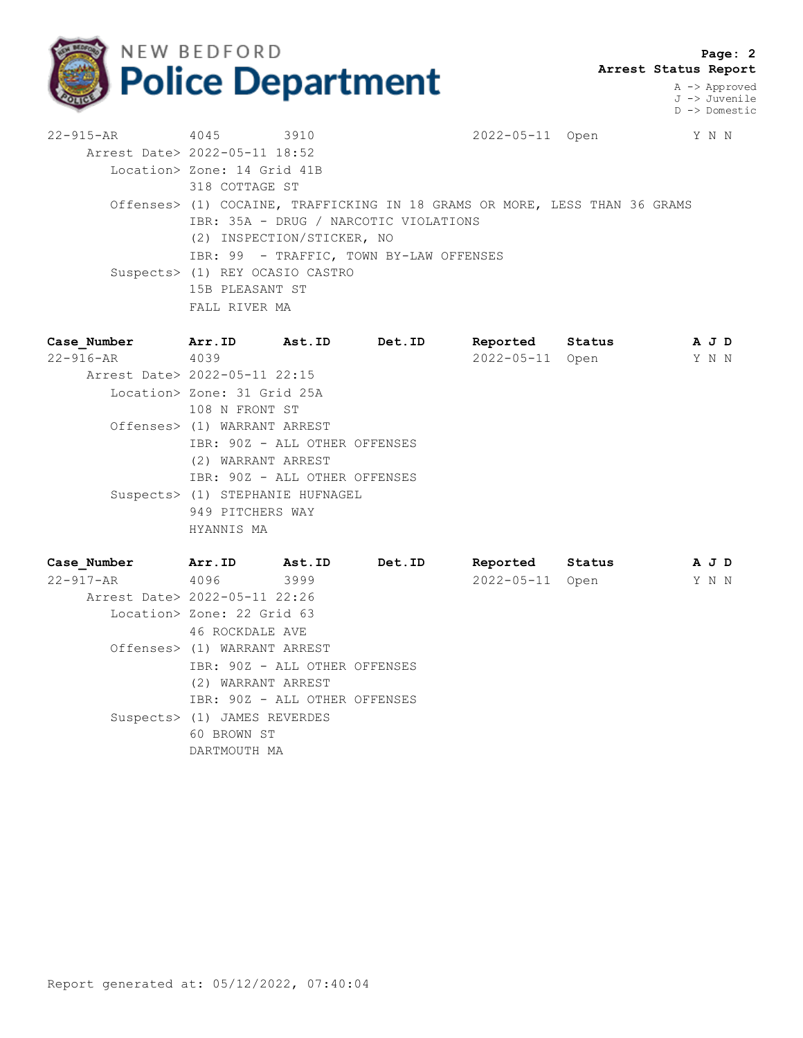**Arrest Status Report**

A -> Approved
J -> Juvenile
D -> Domestic

| Case_Number | Arr.ID | Ast.ID | Det.ID | Reported | Status | A J D |
|---|---|---|---|---|---|---|
| 22-915-AR | 4045 | 3910 | | 2022-05-11 | Open | Y N N |

Arrest Date> 2022-05-11 18:52
Location> Zone: 14 Grid 41B
318 COTTAGE ST
Offenses> (1) COCAINE, TRAFFICKING IN 18 GRAMS OR MORE, LESS THAN 36 GRAMS
IBR: 35A - DRUG / NARCOTIC VIOLATIONS
(2) INSPECTION/STICKER, NO
IBR: 99 - TRAFFIC, TOWN BY-LAW OFFENSES
Suspects> (1) REY OCASIO CASTRO
15B PLEASANT ST
FALL RIVER MA

| Case_Number | Arr.ID | Ast.ID | Det.ID | Reported | Status | A J D |
|---|---|---|---|---|---|---|
| 22-916-AR | 4039 | | | 2022-05-11 | Open | Y N N |

Arrest Date> 2022-05-11 22:15
Location> Zone: 31 Grid 25A
108 N FRONT ST
Offenses> (1) WARRANT ARREST
IBR: 90Z - ALL OTHER OFFENSES
(2) WARRANT ARREST
IBR: 90Z - ALL OTHER OFFENSES
Suspects> (1) STEPHANIE HUFNAGEL
949 PITCHERS WAY
HYANNIS MA

| Case_Number | Arr.ID | Ast.ID | Det.ID | Reported | Status | A J D |
|---|---|---|---|---|---|---|
| 22-917-AR | 4096 | 3999 | | 2022-05-11 | Open | Y N N |

Arrest Date> 2022-05-11 22:26
Location> Zone: 22 Grid 63
46 ROCKDALE AVE
Offenses> (1) WARRANT ARREST
IBR: 90Z - ALL OTHER OFFENSES
(2) WARRANT ARREST
IBR: 90Z - ALL OTHER OFFENSES
Suspects> (1) JAMES REVERDES
60 BROWN ST
DARTMOUTH MA

Report generated at: 05/12/2022, 07:40:04